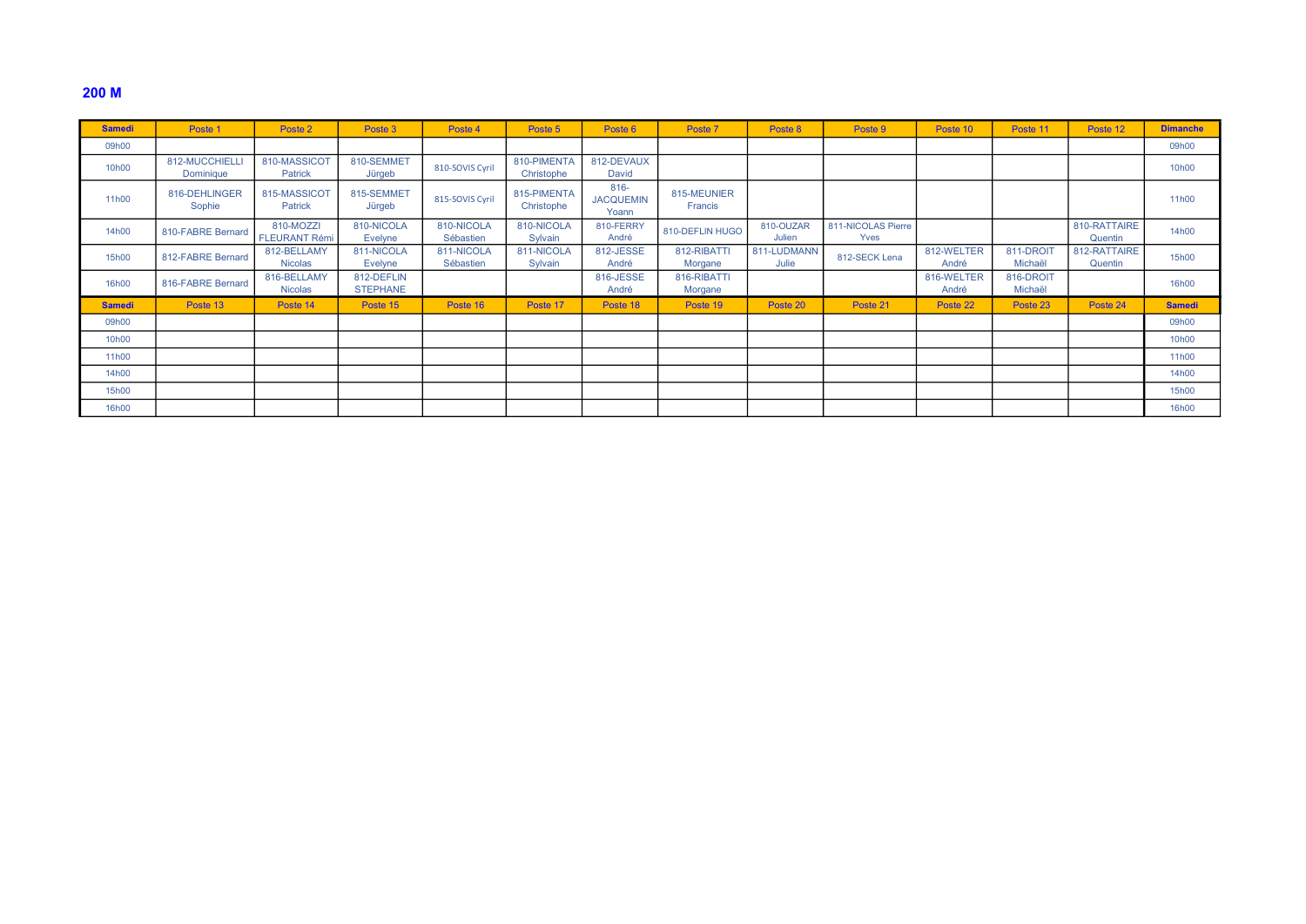## 200 M

| Samedi | Poste 1 | Poste 2 | Poste 3 | Poste 4 | Poste 5 | Poste 6 | Poste 7 | Poste 8 | Poste 9 | Poste 10 | Poste 11 | Poste 12 | Dimanche |
|---|---|---|---|---|---|---|---|---|---|---|---|---|---|
| 09h00 | | | | | | | | | | | | | 09h00 |
| 10h00 | 812-MUCCHIELLI Dominique | 810-MASSICOT Patrick | 810-SEMMET Jürgeb | 810-SOVIS Cyril | 810-PIMENTA Christophe | 812-DEVAUX David | | | | | | | 10h00 |
| 11h00 | 816-DEHLINGER Sophie | 815-MASSICOT Patrick | 815-SEMMET Jürgeb | 815-SOVIS Cyril | 815-PIMENTA Christophe | 816-JACQUEMIN Yoann | 815-MEUNIER Francis | | | | | | 11h00 |
| 14h00 | 810-FABRE Bernard | 810-MOZZI FLEURANT Rémi | 810-NICOLA Evelyne | 810-NICOLA Sébastien | 810-NICOLA Sylvain | 810-FERRY André | 810-DEFLIN HUGO | 810-OUZAR Julien | 811-NICOLAS Pierre Yves | | | 810-RATTAIRE Quentin | 14h00 |
| 15h00 | 812-FABRE Bernard | 812-BELLAMY Nicolas | 811-NICOLA Evelyne | 811-NICOLA Sébastien | 811-NICOLA Sylvain | 812-JESSE André | 812-RIBATTI Morgane | 811-LUDMANN Julie | 812-SECK Lena | 812-WELTER André | 811-DROIT Michaël | 812-RATTAIRE Quentin | 15h00 |
| 16h00 | 816-FABRE Bernard | 816-BELLAMY Nicolas | 812-DEFLIN STEPHANE | | | 816-JESSE André | 816-RIBATTI Morgane | | | 816-WELTER André | 816-DROIT Michaël | | 16h00 |
| **Samedi** | Poste 13 | Poste 14 | Poste 15 | Poste 16 | Poste 17 | Poste 18 | Poste 19 | Poste 20 | Poste 21 | Poste 22 | Poste 23 | Poste 24 | **Samedi** |
| 09h00 | | | | | | | | | | | | | 09h00 |
| 10h00 | | | | | | | | | | | | | 10h00 |
| 11h00 | | | | | | | | | | | | | 11h00 |
| 14h00 | | | | | | | | | | | | | 14h00 |
| 15h00 | | | | | | | | | | | | | 15h00 |
| 16h00 | | | | | | | | | | | | | 16h00 |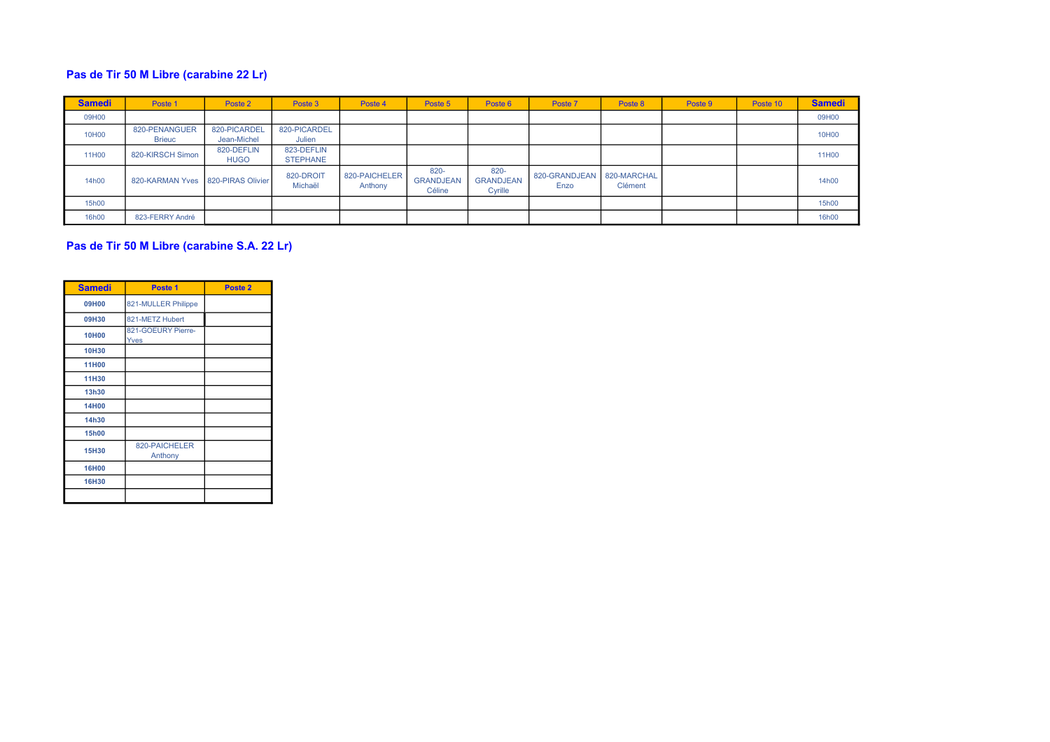## Pas de Tir 50 M Libre (carabine 22 Lr)

| Samedi | Poste 1 | Poste 2 | Poste 3 | Poste 4 | Poste 5 | Poste 6 | Poste 7 | Poste 8 | Poste 9 | Poste 10 | Samedi |
|---|---|---|---|---|---|---|---|---|---|---|---|
| 09H00 | | | | | | | | | | | 09H00 |
| 10H00 | 820-PENANGUER Brieuc | 820-PICARDEL Jean-Michel | 820-PICARDEL Julien | | | | | | | | 10H00 |
| 11H00 | 820-KIRSCH Simon | 820-DEFLIN HUGO | 823-DEFLIN STEPHANE | | | | | | | | 11H00 |
| 14h00 | 820-KARMAN Yves | 820-PIRAS Olivier | 820-DROIT Michaël | 820-PAICHELER Anthony | 820-GRANDJEAN Céline | 820-GRANDJEAN Cyrille | 820-GRANDJEAN Enzo | 820-MARCHAL Clément | | | 14h00 |
| 15h00 | | | | | | | | | | | 15h00 |
| 16h00 | 823-FERRY André | | | | | | | | | | 16h00 |

## Pas de Tir 50 M Libre (carabine S.A. 22 Lr)

| Samedi | Poste 1 | Poste 2 |
|---|---|---|
| 09H00 | 821-MULLER Philippe | |
| 09H30 | 821-METZ Hubert | |
| 10H00 | 821-GOEURY Pierre-Yves | |
| 10H30 | | |
| 11H00 | | |
| 11H30 | | |
| 13h30 | | |
| 14H00 | | |
| 14h30 | | |
| 15h00 | | |
| 15H30 | 820-PAICHELER Anthony | |
| 16H00 | | |
| 16H30 | | |
| | | |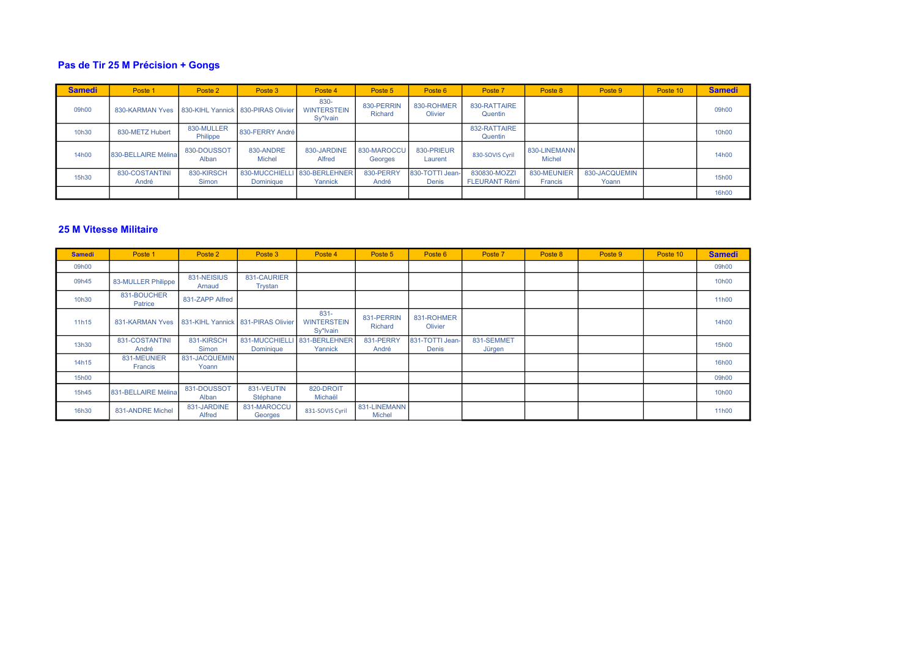## Pas de Tir 25 M Précision + Gongs

| Samedi | Poste 1 | Poste 2 | Poste 3 | Poste 4 | Poste 5 | Poste 6 | Poste 7 | Poste 8 | Poste 9 | Poste 10 | Samedi |
|---|---|---|---|---|---|---|---|---|---|---|---|
| 09h00 | 830-KARMAN Yves | 830-KIHL Yannick | 830-PIRAS Olivier | 830-WINTERSTEIN Sy*lvain | 830-PERRIN Richard | 830-ROHMER Olivier | 830-RATTAIRE Quentin | | | | 09h00 |
| 10h30 | 830-METZ Hubert | 830-MULLER Philippe | 830-FERRY André | | | | 832-RATTAIRE Quentin | | | | 10h00 |
| 14h00 | 830-BELLAIRE Mélina | 830-DOUSSOT Alban | 830-ANDRE Michel | 830-JARDINE Alfred | 830-MAROCCU Georges | 830-PRIEUR Laurent | 830-SOVIS Cyril | 830-LINEMANN Michel | | | 14h00 |
| 15h30 | 830-COSTANTINI André | 830-KIRSCH Simon | 830-MUCCHIELLI Dominique | 830-BERLEHNER Yannick | 830-PERRY André | 830-TOTTI Jean-Denis | 830830-MOZZI FLEURANT Rémi | 830-MEUNIER Francis | 830-JACQUEMIN Yoann | | 15h00 |
| | | | | | | | | | | | 16h00 |

## 25 M Vitesse Militaire

| Samedi | Poste 1 | Poste 2 | Poste 3 | Poste 4 | Poste 5 | Poste 6 | Poste 7 | Poste 8 | Poste 9 | Poste 10 | Samedi |
|---|---|---|---|---|---|---|---|---|---|---|---|
| 09h00 | | | | | | | | | | | 09h00 |
| 09h45 | 83-MULLER Philippe | 831-NEISIUS Arnaud | 831-CAURIER Trystan | | | | | | | | 10h00 |
| 10h30 | 831-BOUCHER Patrice | 831-ZAPP Alfred | | | | | | | | | 11h00 |
| 11h15 | 831-KARMAN Yves | 831-KIHL Yannick | 831-PIRAS Olivier | 831-WINTERSTEIN Sy*lvain | 831-PERRIN Richard | 831-ROHMER Olivier | | | | | 14h00 |
| 13h30 | 831-COSTANTINI André | 831-KIRSCH Simon | 831-MUCCHIELLI Dominique | 831-BERLEHNER Yannick | 831-PERRY André | 831-TOTTI Jean-Denis | 831-SEMMET Jürgen | | | | 15h00 |
| 14h15 | 831-MEUNIER Francis | 831-JACQUEMIN Yoann | | | | | | | | | 16h00 |
| 15h00 | | | | | | | | | | | 09h00 |
| 15h45 | 831-BELLAIRE Mélina | 831-DOUSSOT Alban | 831-VEUTIN Stéphane | 820-DROIT Michaël | | | | | | | 10h00 |
| 16h30 | 831-ANDRE Michel | 831-JARDINE Alfred | 831-MAROCCU Georges | 831-SOVIS Cyril | 831-LINEMANN Michel | | | | | | 11h00 |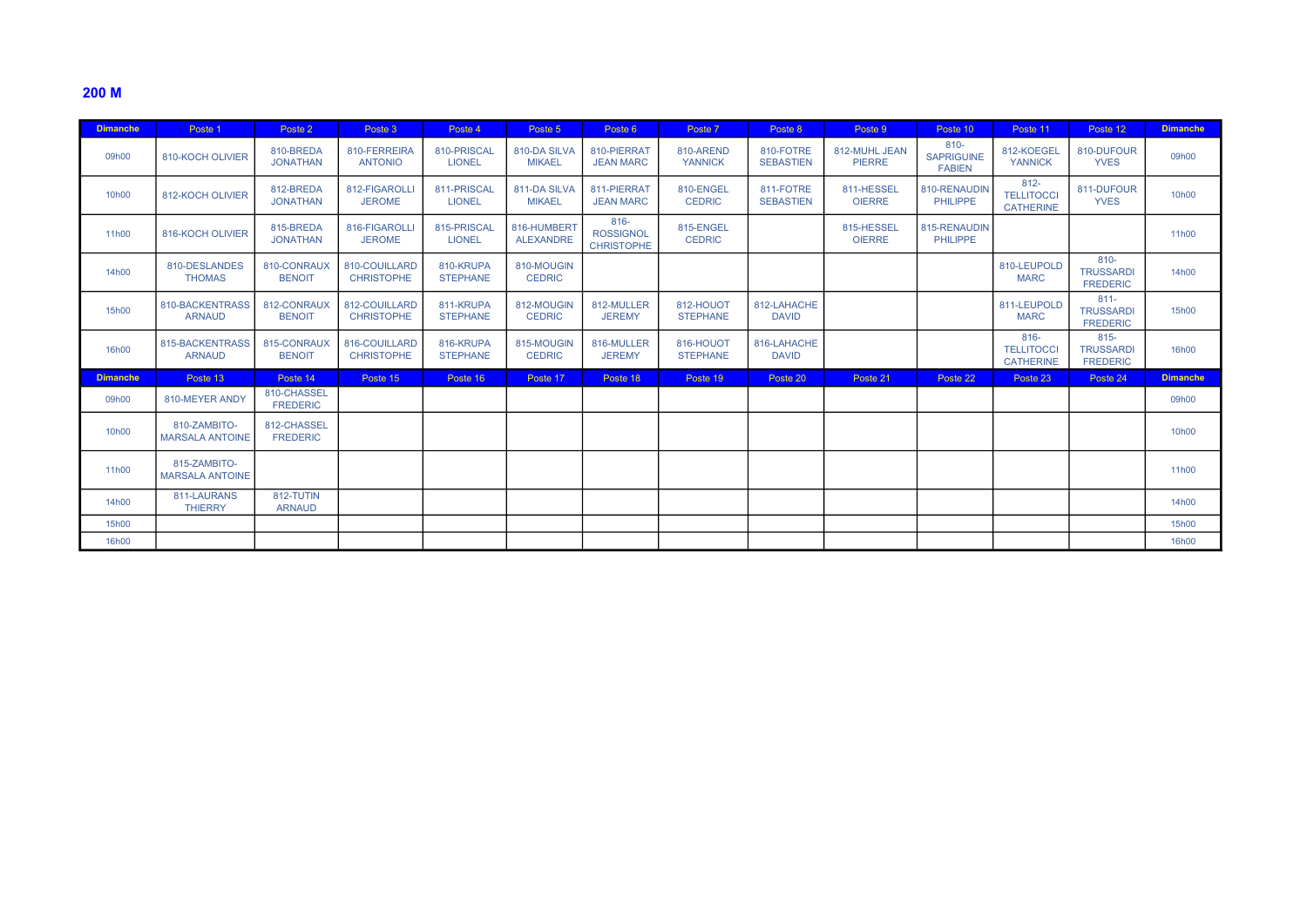## 200 M

| Dimanche | Poste 1 | Poste 2 | Poste 3 | Poste 4 | Poste 5 | Poste 6 | Poste 7 | Poste 8 | Poste 9 | Poste 10 | Poste 11 | Poste 12 | Dimanche |
|---|---|---|---|---|---|---|---|---|---|---|---|---|---|
| 09h00 | 810-KOCH OLIVIER | 810-BREDA JONATHAN | 810-FERREIRA ANTONIO | 810-PRISCAL LIONEL | 810-DA SILVA MIKAEL | 810-PIERRAT JEAN MARC | 810-AREND YANNICK | 810-FOTRE SEBASTIEN | 812-MUHL JEAN PIERRE | 810-SAPRIGUINE FABIEN | 812-KOEGEL YANNICK | 810-DUFOUR YVES | 09h00 |
| 10h00 | 812-KOCH OLIVIER | 812-BREDA JONATHAN | 812-FIGAROLLI JEROME | 811-PRISCAL LIONEL | 811-DA SILVA MIKAEL | 811-PIERRAT JEAN MARC | 810-ENGEL CEDRIC | 811-FOTRE SEBASTIEN | 811-HESSEL OIERRE | 810-RENAUDIN PHILIPPE | 812-TELLITOCCI CATHERINE | 811-DUFOUR YVES | 10h00 |
| 11h00 | 816-KOCH OLIVIER | 815-BREDA JONATHAN | 816-FIGAROLLI JEROME | 815-PRISCAL LIONEL | 816-HUMBERT ALEXANDRE | 816-ROSSIGNOL CHRISTOPHE | 815-ENGEL CEDRIC | | 815-HESSEL OIERRE | 815-RENAUDIN PHILIPPE | | | 11h00 |
| 14h00 | 810-DESLANDES THOMAS | 810-CONRAUX BENOIT | 810-COUILLARD CHRISTOPHE | 810-KRUPA STEPHANE | 810-MOUGIN CEDRIC | | | | | | 810-LEUPOLD MARC | 810-TRUSSARDI FREDERIC | 14h00 |
| 15h00 | 810-BACKENTRASS ARNAUD | 812-CONRAUX BENOIT | 812-COUILLARD CHRISTOPHE | 811-KRUPA STEPHANE | 812-MOUGIN CEDRIC | 812-MULLER JEREMY | 812-HOUOT STEPHANE | 812-LAHACHE DAVID | | | 811-LEUPOLD MARC | 811-TRUSSARDI FREDERIC | 15h00 |
| 16h00 | 815-BACKENTRASS ARNAUD | 815-CONRAUX BENOIT | 816-COUILLARD CHRISTOPHE | 816-KRUPA STEPHANE | 815-MOUGIN CEDRIC | 816-MULLER JEREMY | 816-HOUOT STEPHANE | 816-LAHACHE DAVID | | | 816-TELLITOCCI CATHERINE | 815-TRUSSARDI FREDERIC | 16h00 |
| **Dimanche** | **Poste 13** | **Poste 14** | **Poste 15** | **Poste 16** | **Poste 17** | **Poste 18** | **Poste 19** | **Poste 20** | **Poste 21** | **Poste 22** | **Poste 23** | **Poste 24** | **Dimanche** |
| 09h00 | 810-MEYER ANDY | 810-CHASSEL FREDERIC | | | | | | | | | | | 09h00 |
| 10h00 | 810-ZAMBITO-MARSALA ANTOINE | 812-CHASSEL FREDERIC | | | | | | | | | | | 10h00 |
| 11h00 | 815-ZAMBITO-MARSALA ANTOINE | | | | | | | | | | | | 11h00 |
| 14h00 | 811-LAURANS THIERRY | 812-TUTIN ARNAUD | | | | | | | | | | | 14h00 |
| 15h00 | | | | | | | | | | | | | 15h00 |
| 16h00 | | | | | | | | | | | | | 16h00 |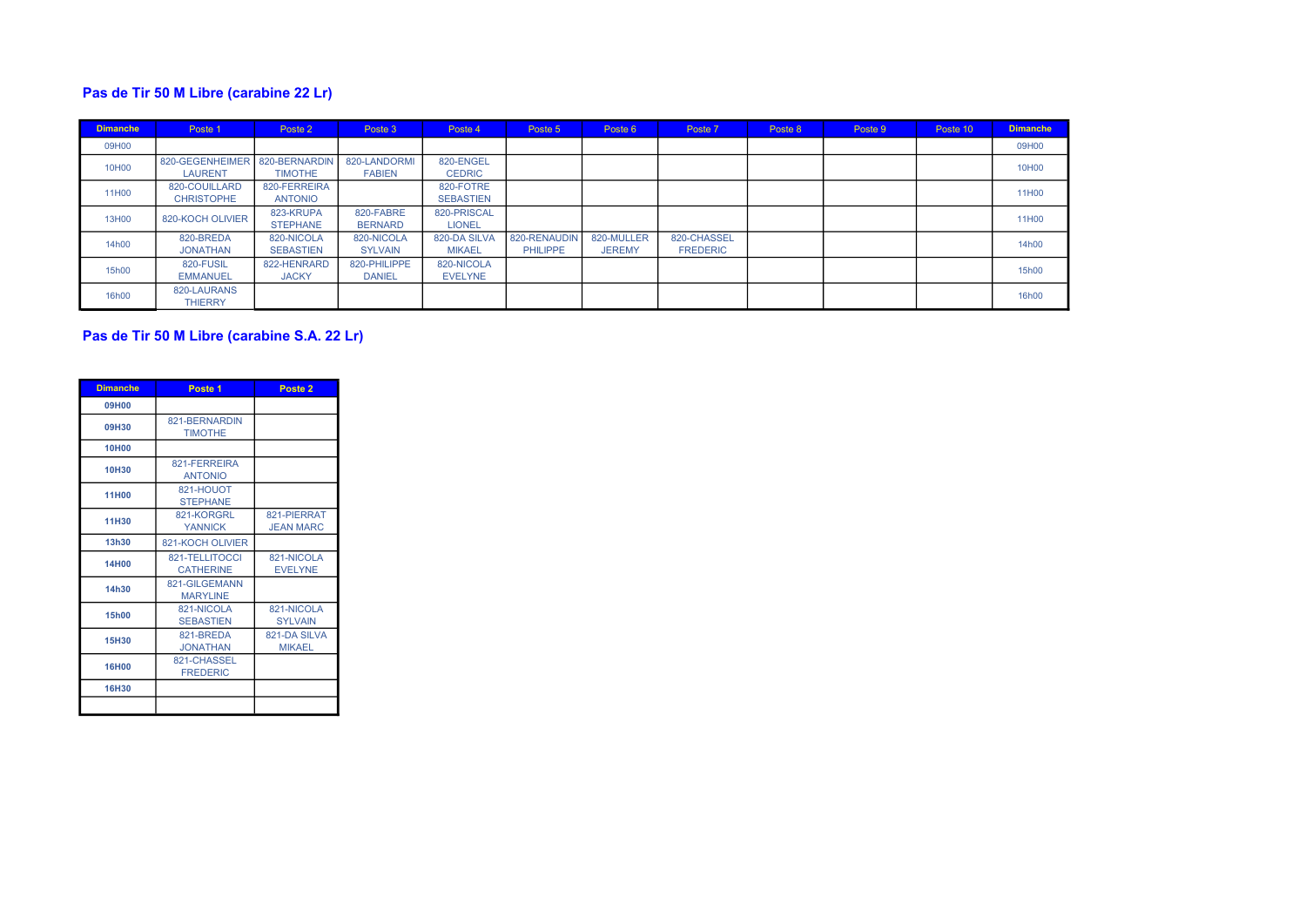## Pas de Tir 50 M Libre (carabine 22 Lr)

| Dimanche | Poste 1 | Poste 2 | Poste 3 | Poste 4 | Poste 5 | Poste 6 | Poste 7 | Poste 8 | Poste 9 | Poste 10 | Dimanche |
|---|---|---|---|---|---|---|---|---|---|---|---|
| 09H00 | | | | | | | | | | | 09H00 |
| 10H00 | 820-GEGENHEIMER LAURENT | 820-BERNARDIN TIMOTHE | 820-LANDORMI FABIEN | 820-ENGEL CEDRIC | | | | | | | 10H00 |
| 11H00 | 820-COUILLARD CHRISTOPHE | 820-FERREIRA ANTONIO | | 820-FOTRE SEBASTIEN | | | | | | | 11H00 |
| 13H00 | 820-KOCH OLIVIER | 823-KRUPA STEPHANE | 820-FABRE BERNARD | 820-PRISCAL LIONEL | | | | | | | 11H00 |
| 14h00 | 820-BREDA JONATHAN | 820-NICOLA SEBASTIEN | 820-NICOLA SYLVAIN | 820-DA SILVA MIKAEL | 820-RENAUDIN PHILIPPE | 820-MULLER JEREMY | 820-CHASSEL FREDERIC | | | | 14h00 |
| 15h00 | 820-FUSIL EMMANUEL | 822-HENRARD JACKY | 820-PHILIPPE DANIEL | 820-NICOLA EVELYNE | | | | | | | 15h00 |
| 16h00 | 820-LAURANS THIERRY | | | | | | | | | | 16h00 |

## Pas de Tir 50 M Libre (carabine S.A. 22 Lr)

| Dimanche | Poste 1 | Poste 2 |
|---|---|---|
| 09H00 | | |
| 09H30 | 821-BERNARDIN TIMOTHE | |
| 10H00 | | |
| 10H30 | 821-FERREIRA ANTONIO | |
| 11H00 | 821-HOUOT STEPHANE | |
| 11H30 | 821-KORGRL YANNICK | 821-PIERRAT JEAN MARC |
| 13h30 | 821-KOCH OLIVIER | |
| 14H00 | 821-TELLITOCCI CATHERINE | 821-NICOLA EVELYNE |
| 14h30 | 821-GILGEMANN MARYLINE | |
| 15h00 | 821-NICOLA SEBASTIEN | 821-NICOLA SYLVAIN |
| 15H30 | 821-BREDA JONATHAN | 821-DA SILVA MIKAEL |
| 16H00 | 821-CHASSEL FREDERIC | |
| 16H30 | | |
| | | |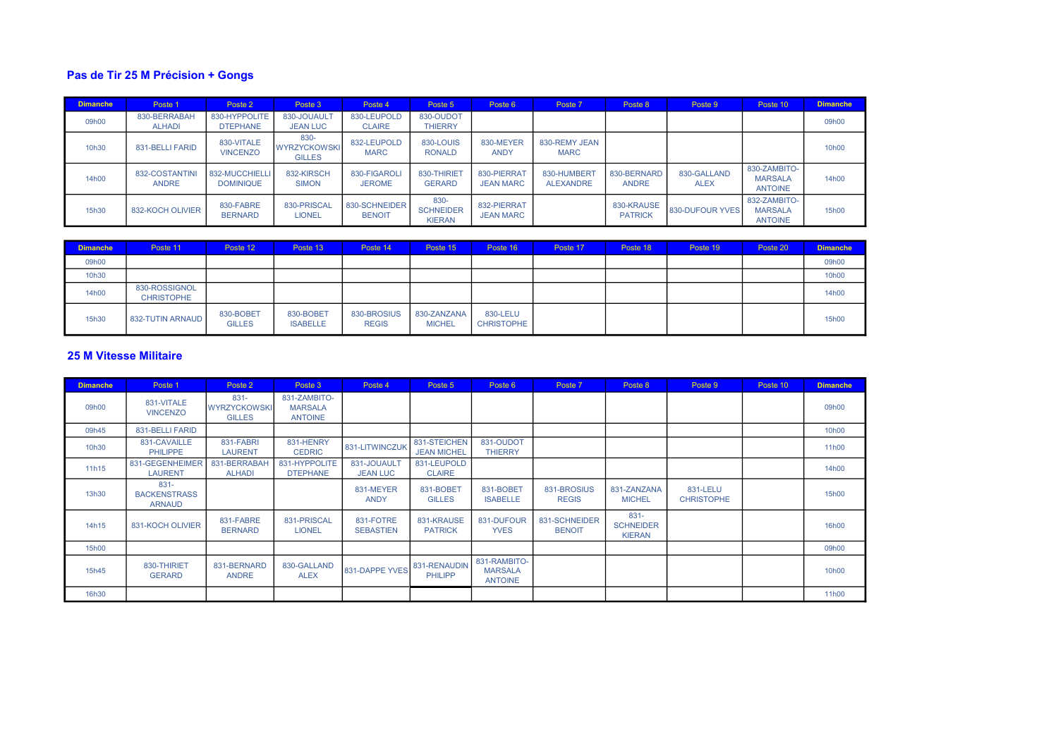## Pas de Tir 25 M Précision + Gongs

| Dimanche | Poste 1 | Poste 2 | Poste 3 | Poste 4 | Poste 5 | Poste 6 | Poste 7 | Poste 8 | Poste 9 | Poste 10 | Dimanche |
|---|---|---|---|---|---|---|---|---|---|---|---|
| 09h00 | 830-BERRABAH ALHADI | 830-HYPPOLITE DTEPHANE | 830-JOUAULT JEAN LUC | 830-LEUPOLD CLAIRE | 830-OUDOT THIERRY | | | | | | 09h00 |
| 10h30 | 831-BELLI FARID | 830-VITALE VINCENZO | 830-WYRZYCKOWSKI GILLES | 832-LEUPOLD MARC | 830-LOUIS RONALD | 830-MEYER ANDY | 830-REMY JEAN MARC | | | | 10h00 |
| 14h00 | 832-COSTANTINI ANDRE | 832-MUCCHIELLI DOMINIQUE | 832-KIRSCH SIMON | 830-FIGAROLI JEROME | 830-THIRIET GERARD | 830-PIERRAT JEAN MARC | 830-HUMBERT ALEXANDRE | 830-BERNARD ANDRE | 830-GALLAND ALEX | 830-ZAMBITO-MARSALA ANTOINE | 14h00 |
| 15h30 | 832-KOCH OLIVIER | 830-FABRE BERNARD | 830-PRISCAL LIONEL | 830-SCHNEIDER BENOIT | 830-SCHNEIDER KIERAN | 832-PIERRAT JEAN MARC | | 830-KRAUSE PATRICK | 830-DUFOUR YVES | 832-ZAMBITO-MARSALA ANTOINE | 15h00 |

| Dimanche | Poste 11 | Poste 12 | Poste 13 | Poste 14 | Poste 15 | Poste 16 | Poste 17 | Poste 18 | Poste 19 | Poste 20 | Dimanche |
|---|---|---|---|---|---|---|---|---|---|---|---|
| 09h00 | | | | | | | | | | | 09h00 |
| 10h30 | | | | | | | | | | | 10h00 |
| 14h00 | 830-ROSSIGNOL CHRISTOPHE | | | | | | | | | | 14h00 |
| 15h30 | 832-TUTIN ARNAUD | 830-BOBET GILLES | 830-BOBET ISABELLE | 830-BROSIUS REGIS | 830-ZANZANA MICHEL | 830-LELU CHRISTOPHE | | | | | 15h00 |

## 25 M Vitesse Militaire

| Dimanche | Poste 1 | Poste 2 | Poste 3 | Poste 4 | Poste 5 | Poste 6 | Poste 7 | Poste 8 | Poste 9 | Poste 10 | Dimanche |
|---|---|---|---|---|---|---|---|---|---|---|---|
| 09h00 | 831-VITALE VINCENZO | 831-WYRZYCKOWSKI GILLES | 831-ZAMBITO-MARSALA ANTOINE | | | | | | | | 09h00 |
| 09h45 | 831-BELLI FARID | | | | | | | | | | 10h00 |
| 10h30 | 831-CAVAILLE PHILIPPE | 831-FABRI LAURENT | 831-HENRY CEDRIC | 831-LITWINCZUK | 831-STEICHEN JEAN MICHEL | 831-OUDOT THIERRY | | | | | 11h00 |
| 11h15 | 831-GEGENHEIMER LAURENT | 831-BERRABAH ALHADI | 831-HYPPOLITE DTEPHANE | 831-JOUAULT JEAN LUC | 831-LEUPOLD CLAIRE | | | | | | 14h00 |
| 13h30 | 831-BACKENSTRASS ARNAUD | | | 831-MEYER ANDY | 831-BOBET GILLES | 831-BOBET ISABELLE | 831-BROSIUS REGIS | 831-ZANZANA MICHEL | 831-LELU CHRISTOPHE | | 15h00 |
| 14h15 | 831-KOCH OLIVIER | 831-FABRE BERNARD | 831-PRISCAL LIONEL | 831-FOTRE SEBASTIEN | 831-KRAUSE PATRICK | 831-DUFOUR YVES | 831-SCHNEIDER BENOIT | 831-SCHNEIDER KIERAN | | | 16h00 |
| 15h00 | | | | | | | | | | | 09h00 |
| 15h45 | 830-THIRIET GERARD | 831-BERNARD ANDRE | 830-GALLAND ALEX | 831-DAPPE YVES | 831-RENAUDIN PHILIPP | 831-RAMBITO-MARSALA ANTOINE | | | | | 10h00 |
| 16h30 | | | | | | | | | | | 11h00 |